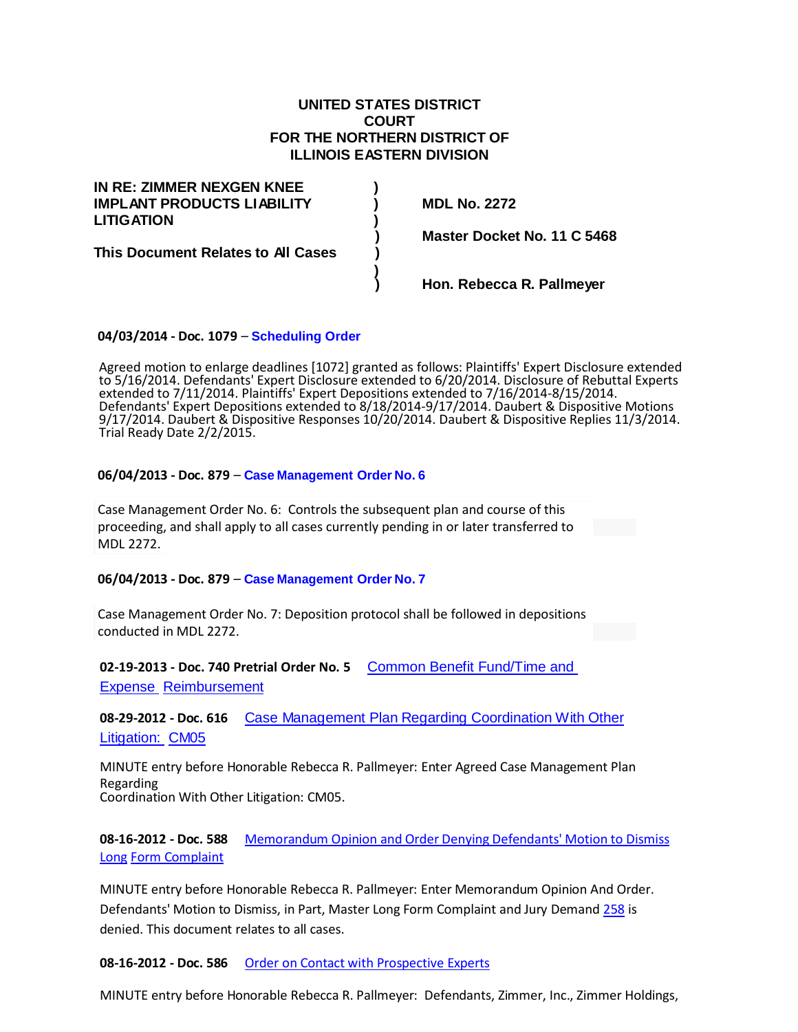**UNITED STATES DISTRICT COURT FOR THE NORTHERN DISTRICT OF ILLINOIS EASTERN DIVISION**

| | | |
|---|---|---|
| **IN RE: ZIMMER NEXGEN KNEE IMPLANT PRODUCTS LIABILITY LITIGATION** | ) | **MDL No. 2272** |
| | ) | **Master Docket No. 11 C 5468** |
| **This Document Relates to All Cases** | ) | |
| | ) | **Hon. Rebecca R. Pallmeyer** |

**04/03/2014 - Doc. 1079** – **Scheduling Order**

Agreed motion to enlarge deadlines [1072] granted as follows: Plaintiffs' Expert Disclosure extended to 5/16/2014. Defendants' Expert Disclosure extended to 6/20/2014. Disclosure of Rebuttal Experts extended to 7/11/2014. Plaintiffs' Expert Depositions extended to 7/16/2014-8/15/2014. Defendants' Expert Depositions extended to 8/18/2014-9/17/2014. Daubert & Dispositive Motions 9/17/2014. Daubert & Dispositive Responses 10/20/2014. Daubert & Dispositive Replies 11/3/2014. Trial Ready Date 2/2/2015.

**06/04/2013 - Doc. 879** – **Case Management Order No. 6**

Case Management Order No. 6: Controls the subsequent plan and course of this proceeding, and shall apply to all cases currently pending in or later transferred to MDL 2272.

**06/04/2013 - Doc. 879** – **Case Management Order No. 7**

Case Management Order No. 7: Deposition protocol shall be followed in depositions conducted in MDL 2272.

**02-19-2013 - Doc. 740 Pretrial Order No. 5** Common Benefit Fund/Time and Expense Reimbursement

**08-29-2012 - Doc. 616** Case Management Plan Regarding Coordination With Other Litigation: CM05

MINUTE entry before Honorable Rebecca R. Pallmeyer: Enter Agreed Case Management Plan Regarding
Coordination With Other Litigation: CM05.

**08-16-2012 - Doc. 588** Memorandum Opinion and Order Denying Defendants' Motion to Dismiss Long Form Complaint

MINUTE entry before Honorable Rebecca R. Pallmeyer: Enter Memorandum Opinion And Order. Defendants' Motion to Dismiss, in Part, Master Long Form Complaint and Jury Demand 258 is denied. This document relates to all cases.

**08-16-2012 - Doc. 586** Order on Contact with Prospective Experts

MINUTE entry before Honorable Rebecca R. Pallmeyer: Defendants, Zimmer, Inc., Zimmer Holdings,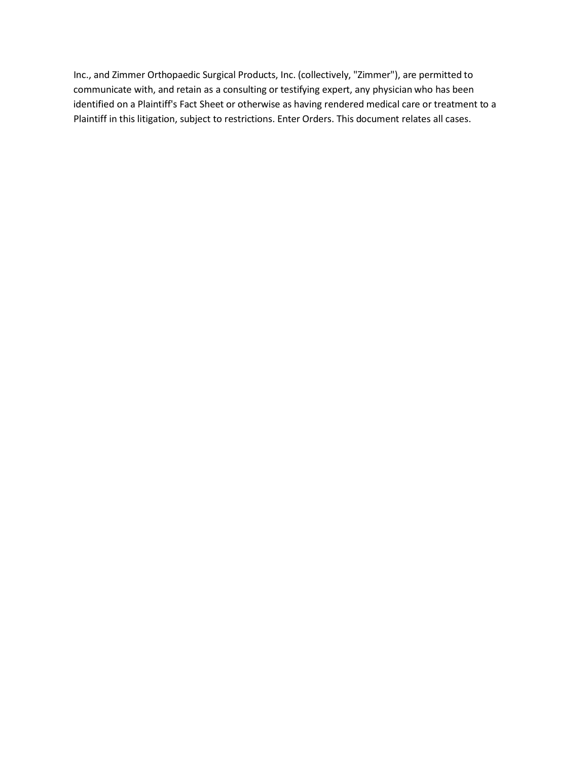Inc., and Zimmer Orthopaedic Surgical Products, Inc. (collectively, "Zimmer"), are permitted to communicate with, and retain as a consulting or testifying expert, any physician who has been identified on a Plaintiff's Fact Sheet or otherwise as having rendered medical care or treatment to a Plaintiff in this litigation, subject to restrictions. Enter Orders. This document relates all cases.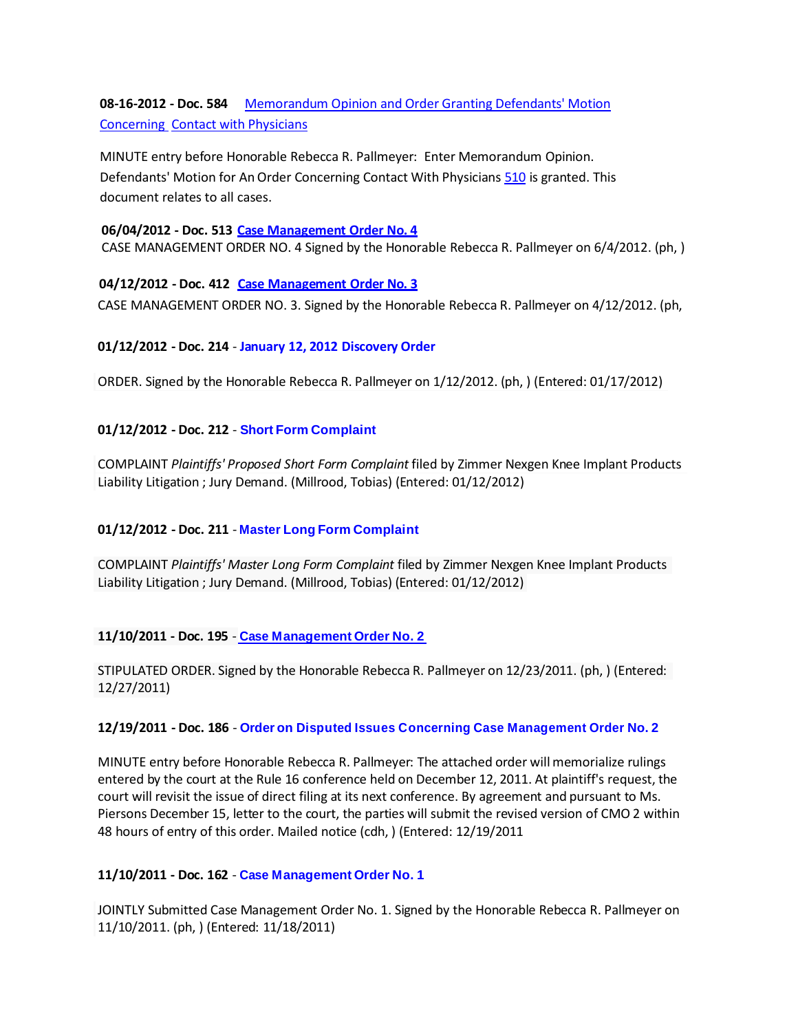**08-16-2012 - Doc. 584** [Memorandum Opinion and Order Granting Defendants' Motion Concerning Contact with Physicians]

MINUTE entry before Honorable Rebecca R. Pallmeyer: Enter Memorandum Opinion. Defendants' Motion for An Order Concerning Contact With Physicians [510] is granted. This document relates to all cases.

**06/04/2012 - Doc. 513** **[Case Management Order No. 4]**

CASE MANAGEMENT ORDER NO. 4 Signed by the Honorable Rebecca R. Pallmeyer on 6/4/2012. (ph, )

**04/12/2012 - Doc. 412** **[Case Management Order No. 3]**

CASE MANAGEMENT ORDER NO. 3. Signed by the Honorable Rebecca R. Pallmeyer on 4/12/2012. (ph,

**01/12/2012 - Doc. 214** - **January 12, 2012 Discovery Order**

ORDER. Signed by the Honorable Rebecca R. Pallmeyer on 1/12/2012. (ph, ) (Entered: 01/17/2012)

**01/12/2012 - Doc. 212** - **Short Form Complaint**

COMPLAINT *Plaintiffs' Proposed Short Form Complaint* filed by Zimmer Nexgen Knee Implant Products Liability Litigation ; Jury Demand. (Millrood, Tobias) (Entered: 01/12/2012)

**01/12/2012 - Doc. 211** - **Master Long Form Complaint**

COMPLAINT *Plaintiffs' Master Long Form Complaint* filed by Zimmer Nexgen Knee Implant Products Liability Litigation ; Jury Demand. (Millrood, Tobias) (Entered: 01/12/2012)

**11/10/2011 - Doc. 195** - **[Case Management Order No. 2]**

STIPULATED ORDER. Signed by the Honorable Rebecca R. Pallmeyer on 12/23/2011. (ph, ) (Entered: 12/27/2011)

**12/19/2011 - Doc. 186** - **Order on Disputed Issues Concerning Case Management Order No. 2**

MINUTE entry before Honorable Rebecca R. Pallmeyer: The attached order will memorialize rulings entered by the court at the Rule 16 conference held on December 12, 2011. At plaintiff's request, the court will revisit the issue of direct filing at its next conference. By agreement and pursuant to Ms. Piersons December 15, letter to the court, the parties will submit the revised version of CMO 2 within 48 hours of entry of this order. Mailed notice (cdh, ) (Entered: 12/19/2011

**11/10/2011 - Doc. 162** - **Case Management Order No. 1**

JOINTLY Submitted Case Management Order No. 1. Signed by the Honorable Rebecca R. Pallmeyer on 11/10/2011. (ph, ) (Entered: 11/18/2011)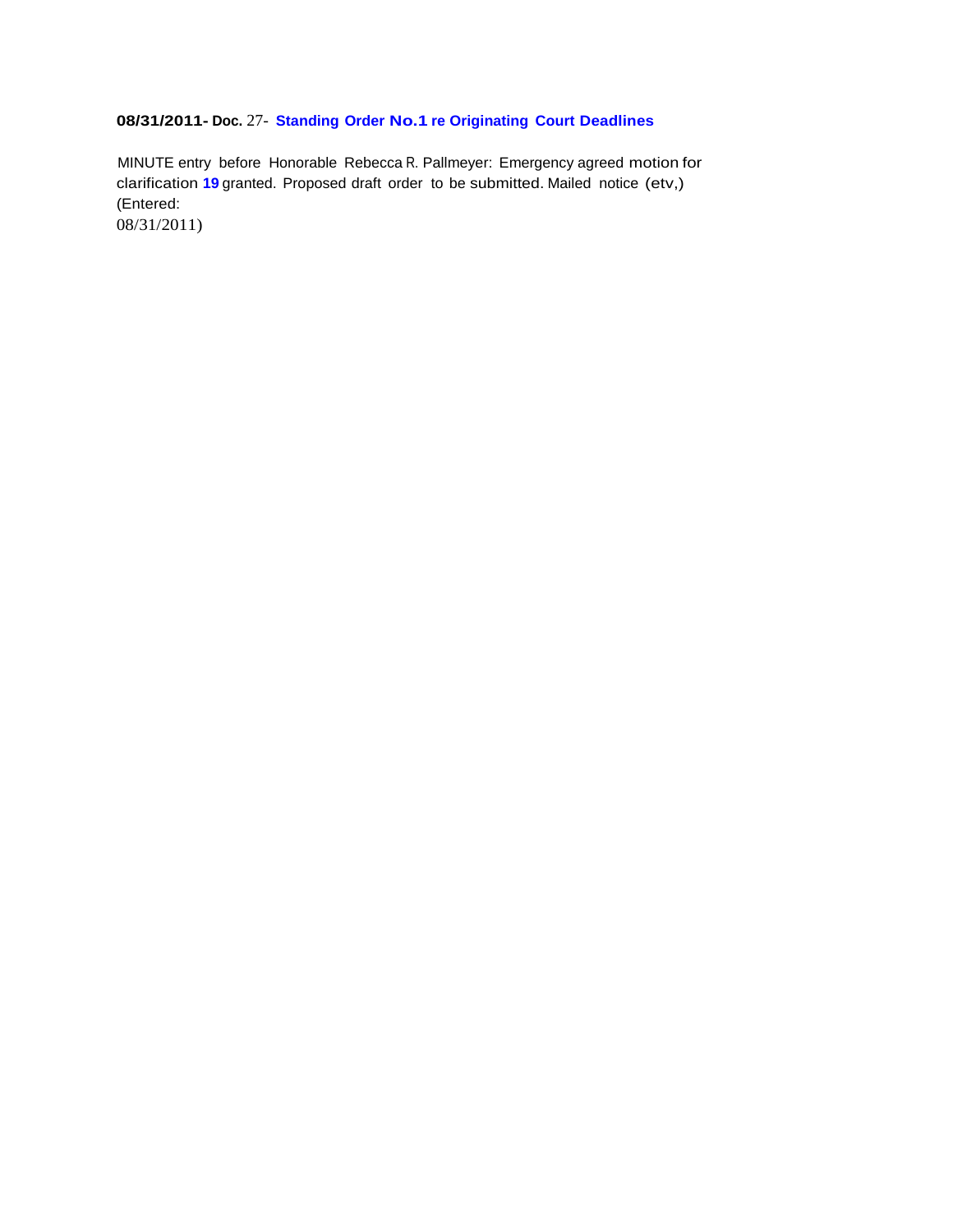**08/31/2011- Doc.** 27- **Standing Order No.1 re Originating Court Deadlines**

MINUTE entry before Honorable Rebecca R. Pallmeyer: Emergency agreed motion for clarification **19** granted. Proposed draft order to be submitted. Mailed notice (etv,) (Entered: 08/31/2011)